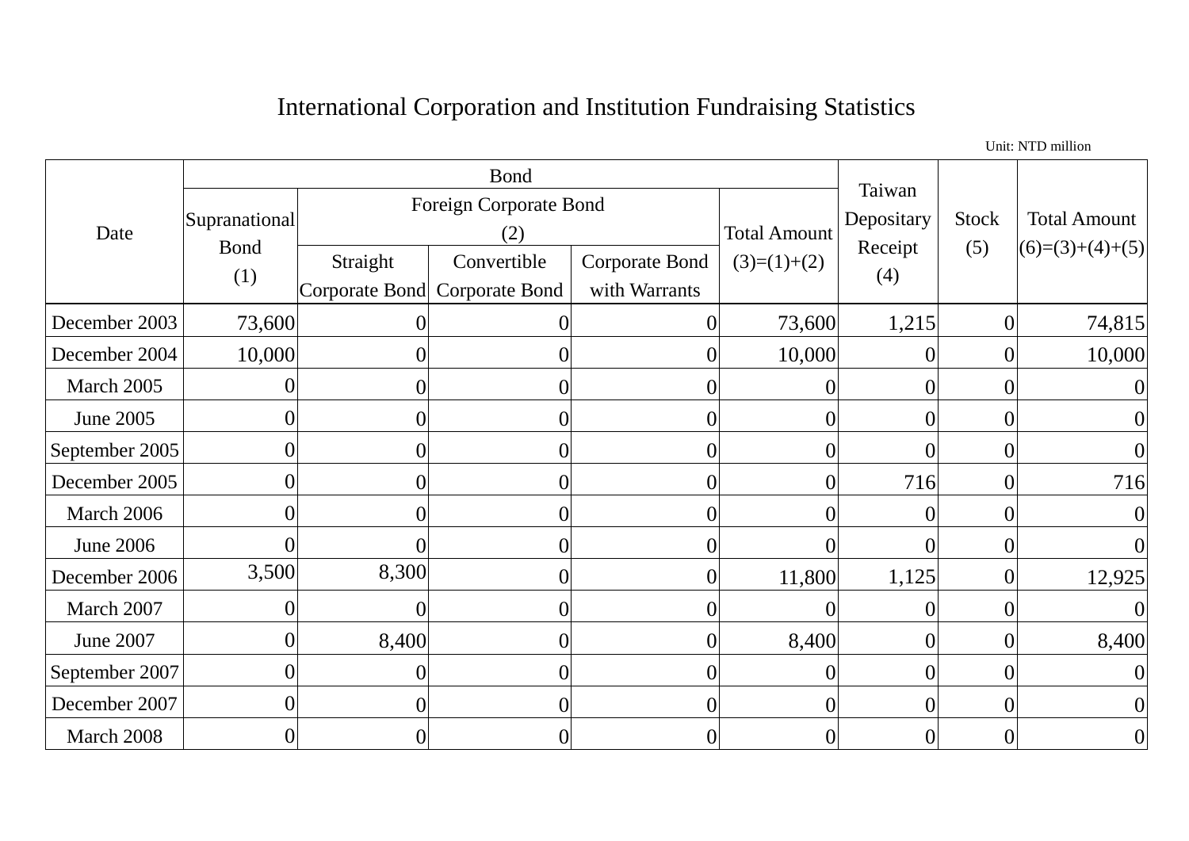# International Corporation and Institution Fundraising Statistics

Unit: NTD million

| Date | Bond | | | | | Taiwan Depositary Receipt (4) | Stock (5) | Total Amount (6)=(3)+(4)+(5) |
|---|---|---|---|---|---|---|---|---|
| | Supranational Bond (1) | Foreign Corporate Bond (2) | | | Total Amount (3)=(1)+(2) | | | |
| | | Straight Corporate Bond | Convertible Corporate Bond | Corporate Bond with Warrants | | | | |
| December 2003 | 73,600 | 0 | 0 | 0 | 73,600 | 1,215 | 0 | 74,815 |
| December 2004 | 10,000 | 0 | 0 | 0 | 10,000 | 0 | 0 | 10,000 |
| March 2005 | 0 | 0 | 0 | 0 | 0 | 0 | 0 | 0 |
| June 2005 | 0 | 0 | 0 | 0 | 0 | 0 | 0 | 0 |
| September 2005 | 0 | 0 | 0 | 0 | 0 | 0 | 0 | 0 |
| December 2005 | 0 | 0 | 0 | 0 | 0 | 716 | 0 | 716 |
| March 2006 | 0 | 0 | 0 | 0 | 0 | 0 | 0 | 0 |
| June 2006 | 0 | 0 | 0 | 0 | 0 | 0 | 0 | 0 |
| December 2006 | 3,500 | 8,300 | 0 | 0 | 11,800 | 1,125 | 0 | 12,925 |
| March 2007 | 0 | 0 | 0 | 0 | 0 | 0 | 0 | 0 |
| June 2007 | 0 | 8,400 | 0 | 0 | 8,400 | 0 | 0 | 8,400 |
| September 2007 | 0 | 0 | 0 | 0 | 0 | 0 | 0 | 0 |
| December 2007 | 0 | 0 | 0 | 0 | 0 | 0 | 0 | 0 |
| March 2008 | 0 | 0 | 0 | 0 | 0 | 0 | 0 | 0 |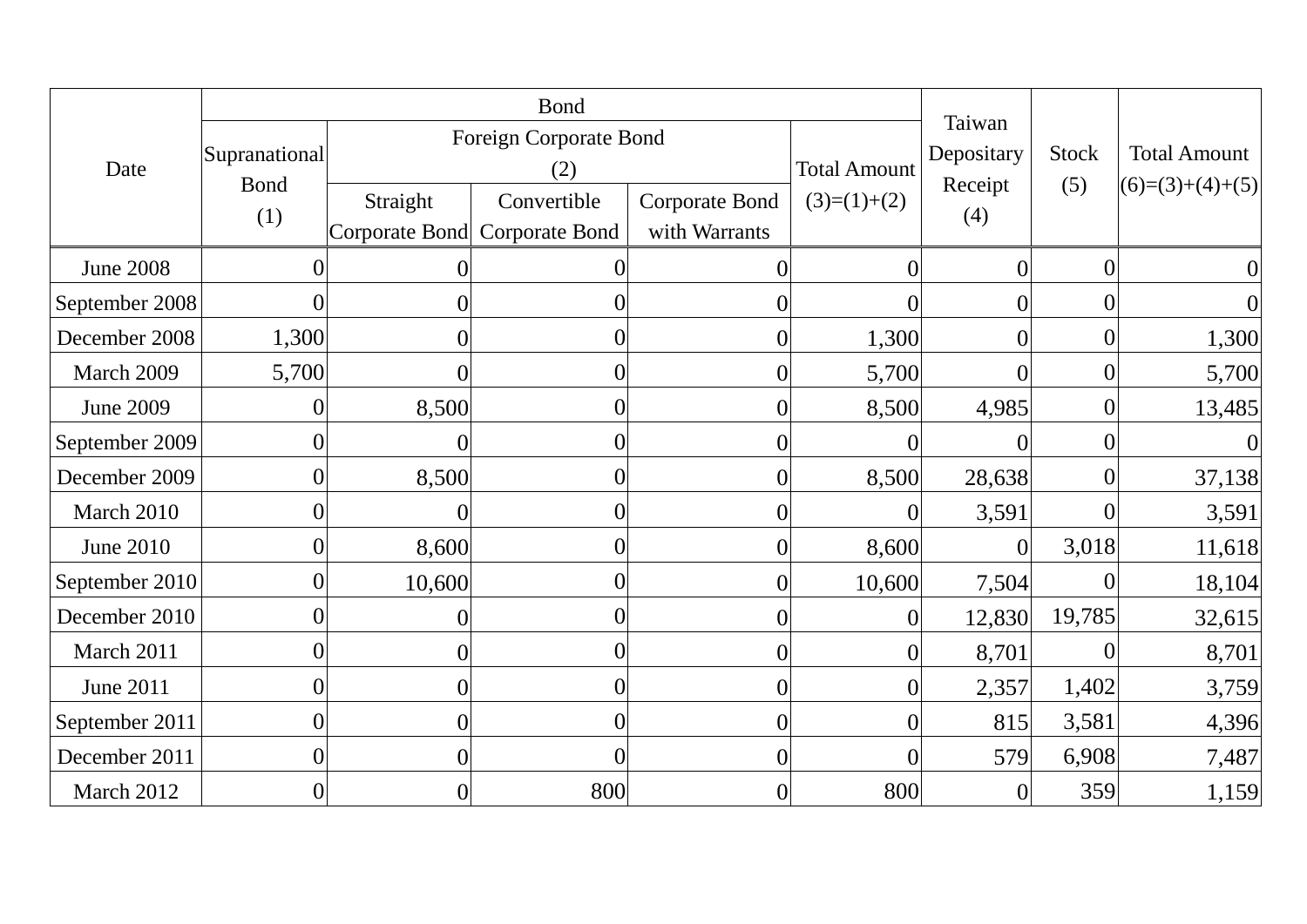| Date | Bond | | | | | Taiwan Depositary Receipt (4) | Stock (5) | Total Amount (6)=(3)+(4)+(5) |
|---|---|---|---|---|---|---|---|---|
| | Supranational Bond (1) | Foreign Corporate Bond (2) | | | Total Amount (3)=(1)+(2) | | | |
| | | Straight Corporate Bond | Convertible Corporate Bond | Corporate Bond with Warrants | | | | |
| June 2008 | 0 | 0 | 0 | 0 | 0 | 0 | 0 | 0 |
| September 2008 | 0 | 0 | 0 | 0 | 0 | 0 | 0 | 0 |
| December 2008 | 1,300 | 0 | 0 | 0 | 1,300 | 0 | 0 | 1,300 |
| March 2009 | 5,700 | 0 | 0 | 0 | 5,700 | 0 | 0 | 5,700 |
| June 2009 | 0 | 8,500 | 0 | 0 | 8,500 | 4,985 | 0 | 13,485 |
| September 2009 | 0 | 0 | 0 | 0 | 0 | 0 | 0 | 0 |
| December 2009 | 0 | 8,500 | 0 | 0 | 8,500 | 28,638 | 0 | 37,138 |
| March 2010 | 0 | 0 | 0 | 0 | 0 | 3,591 | 0 | 3,591 |
| June 2010 | 0 | 8,600 | 0 | 0 | 8,600 | 0 | 3,018 | 11,618 |
| September 2010 | 0 | 10,600 | 0 | 0 | 10,600 | 7,504 | 0 | 18,104 |
| December 2010 | 0 | 0 | 0 | 0 | 0 | 12,830 | 19,785 | 32,615 |
| March 2011 | 0 | 0 | 0 | 0 | 0 | 8,701 | 0 | 8,701 |
| June 2011 | 0 | 0 | 0 | 0 | 0 | 2,357 | 1,402 | 3,759 |
| September 2011 | 0 | 0 | 0 | 0 | 0 | 815 | 3,581 | 4,396 |
| December 2011 | 0 | 0 | 0 | 0 | 0 | 579 | 6,908 | 7,487 |
| March 2012 | 0 | 0 | 800 | 0 | 800 | 0 | 359 | 1,159 |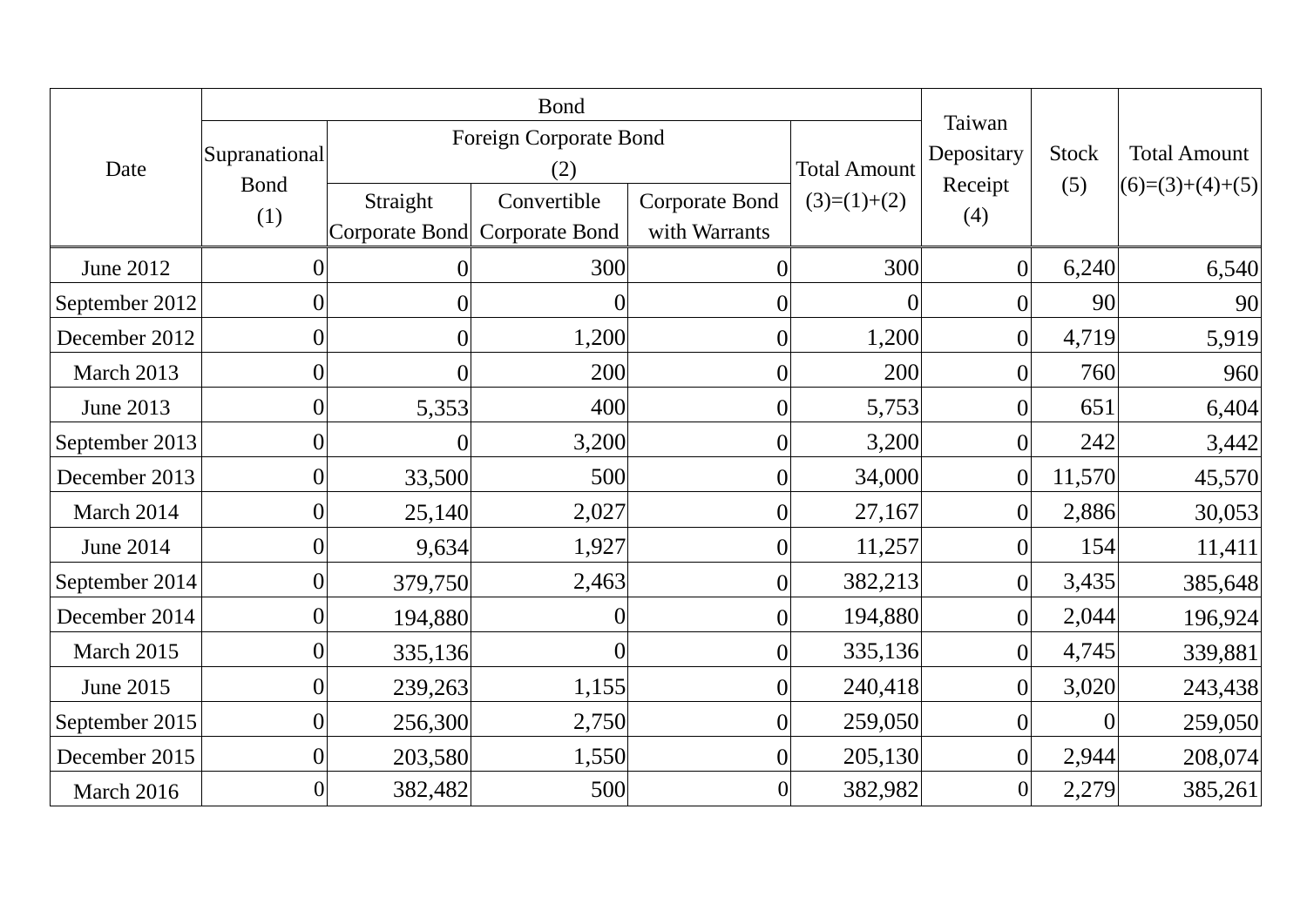| Date | Bond | | | | | Taiwan Depositary Receipt (4) | Stock (5) | Total Amount (6)=(3)+(4)+(5) |
|---|---|---|---|---|---|---|---|---|
| | Supranational Bond (1) | Foreign Corporate Bond (2) | | | Total Amount (3)=(1)+(2) | | | |
| | | Straight Corporate Bond | Convertible Corporate Bond | Corporate Bond with Warrants | | | | |
| June 2012 | 0 | 0 | 300 | 0 | 300 | 0 | 6,240 | 6,540 |
| September 2012 | 0 | 0 | 0 | 0 | 0 | 0 | 90 | 90 |
| December 2012 | 0 | 0 | 1,200 | 0 | 1,200 | 0 | 4,719 | 5,919 |
| March 2013 | 0 | 0 | 200 | 0 | 200 | 0 | 760 | 960 |
| June 2013 | 0 | 5,353 | 400 | 0 | 5,753 | 0 | 651 | 6,404 |
| September 2013 | 0 | 0 | 3,200 | 0 | 3,200 | 0 | 242 | 3,442 |
| December 2013 | 0 | 33,500 | 500 | 0 | 34,000 | 0 | 11,570 | 45,570 |
| March 2014 | 0 | 25,140 | 2,027 | 0 | 27,167 | 0 | 2,886 | 30,053 |
| June 2014 | 0 | 9,634 | 1,927 | 0 | 11,257 | 0 | 154 | 11,411 |
| September 2014 | 0 | 379,750 | 2,463 | 0 | 382,213 | 0 | 3,435 | 385,648 |
| December 2014 | 0 | 194,880 | 0 | 0 | 194,880 | 0 | 2,044 | 196,924 |
| March 2015 | 0 | 335,136 | 0 | 0 | 335,136 | 0 | 4,745 | 339,881 |
| June 2015 | 0 | 239,263 | 1,155 | 0 | 240,418 | 0 | 3,020 | 243,438 |
| September 2015 | 0 | 256,300 | 2,750 | 0 | 259,050 | 0 | 0 | 259,050 |
| December 2015 | 0 | 203,580 | 1,550 | 0 | 205,130 | 0 | 2,944 | 208,074 |
| March 2016 | 0 | 382,482 | 500 | 0 | 382,982 | 0 | 2,279 | 385,261 |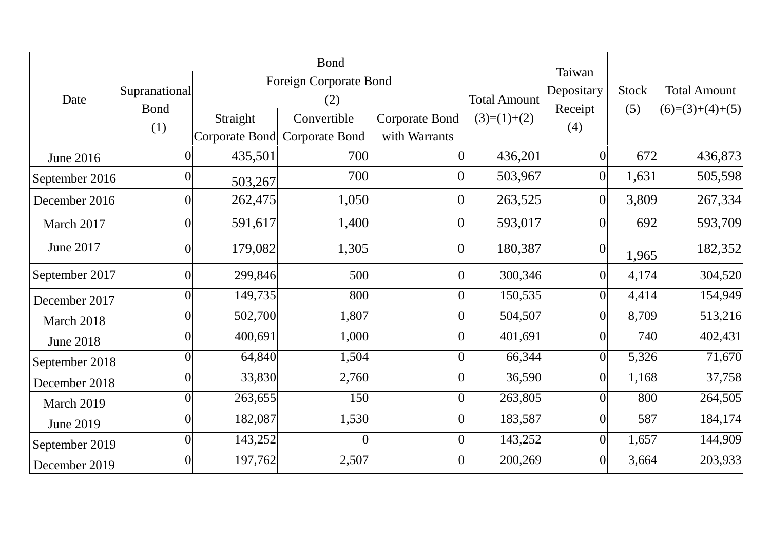| Date | Bond | | | | | Taiwan Depositary Receipt (4) | Stock (5) | Total Amount (6)=(3)+(4)+(5) |
|---|---|---|---|---|---|---|---|---|
| | Supranational Bond (1) | Foreign Corporate Bond (2) | | | Total Amount (3)=(1)+(2) | | | |
| | | Straight Corporate Bond | Convertible Corporate Bond | Corporate Bond with Warrants | | | | |
| June 2016 | 0 | 435,501 | 700 | 0 | 436,201 | 0 | 672 | 436,873 |
| September 2016 | 0 | 503,267 | 700 | 0 | 503,967 | 0 | 1,631 | 505,598 |
| December 2016 | 0 | 262,475 | 1,050 | 0 | 263,525 | 0 | 3,809 | 267,334 |
| March 2017 | 0 | 591,617 | 1,400 | 0 | 593,017 | 0 | 692 | 593,709 |
| June 2017 | 0 | 179,082 | 1,305 | 0 | 180,387 | 0 | 1,965 | 182,352 |
| September 2017 | 0 | 299,846 | 500 | 0 | 300,346 | 0 | 4,174 | 304,520 |
| December 2017 | 0 | 149,735 | 800 | 0 | 150,535 | 0 | 4,414 | 154,949 |
| March 2018 | 0 | 502,700 | 1,807 | 0 | 504,507 | 0 | 8,709 | 513,216 |
| June 2018 | 0 | 400,691 | 1,000 | 0 | 401,691 | 0 | 740 | 402,431 |
| September 2018 | 0 | 64,840 | 1,504 | 0 | 66,344 | 0 | 5,326 | 71,670 |
| December 2018 | 0 | 33,830 | 2,760 | 0 | 36,590 | 0 | 1,168 | 37,758 |
| March 2019 | 0 | 263,655 | 150 | 0 | 263,805 | 0 | 800 | 264,505 |
| June 2019 | 0 | 182,087 | 1,530 | 0 | 183,587 | 0 | 587 | 184,174 |
| September 2019 | 0 | 143,252 | 0 | 0 | 143,252 | 0 | 1,657 | 144,909 |
| December 2019 | 0 | 197,762 | 2,507 | 0 | 200,269 | 0 | 3,664 | 203,933 |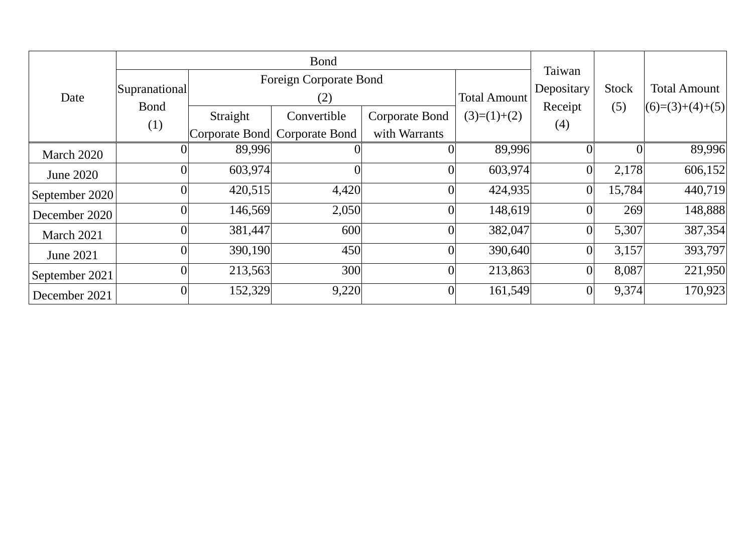| Date | Bond | | | | | Taiwan Depositary Receipt (4) | Stock (5) | Total Amount (6)=(3)+(4)+(5) |
|---|---|---|---|---|---|---|---|---|
| | Supranational Bond (1) | Foreign Corporate Bond (2) | | | Total Amount (3)=(1)+(2) | | | |
| | | Straight Corporate Bond | Convertible Corporate Bond | Corporate Bond with Warrants | | | | |
| March 2020 | 0 | 89,996 | 0 | 0 | 89,996 | 0 | 0 | 89,996 |
| June 2020 | 0 | 603,974 | 0 | 0 | 603,974 | 0 | 2,178 | 606,152 |
| September 2020 | 0 | 420,515 | 4,420 | 0 | 424,935 | 0 | 15,784 | 440,719 |
| December 2020 | 0 | 146,569 | 2,050 | 0 | 148,619 | 0 | 269 | 148,888 |
| March 2021 | 0 | 381,447 | 600 | 0 | 382,047 | 0 | 5,307 | 387,354 |
| June 2021 | 0 | 390,190 | 450 | 0 | 390,640 | 0 | 3,157 | 393,797 |
| September 2021 | 0 | 213,563 | 300 | 0 | 213,863 | 0 | 8,087 | 221,950 |
| December 2021 | 0 | 152,329 | 9,220 | 0 | 161,549 | 0 | 9,374 | 170,923 |